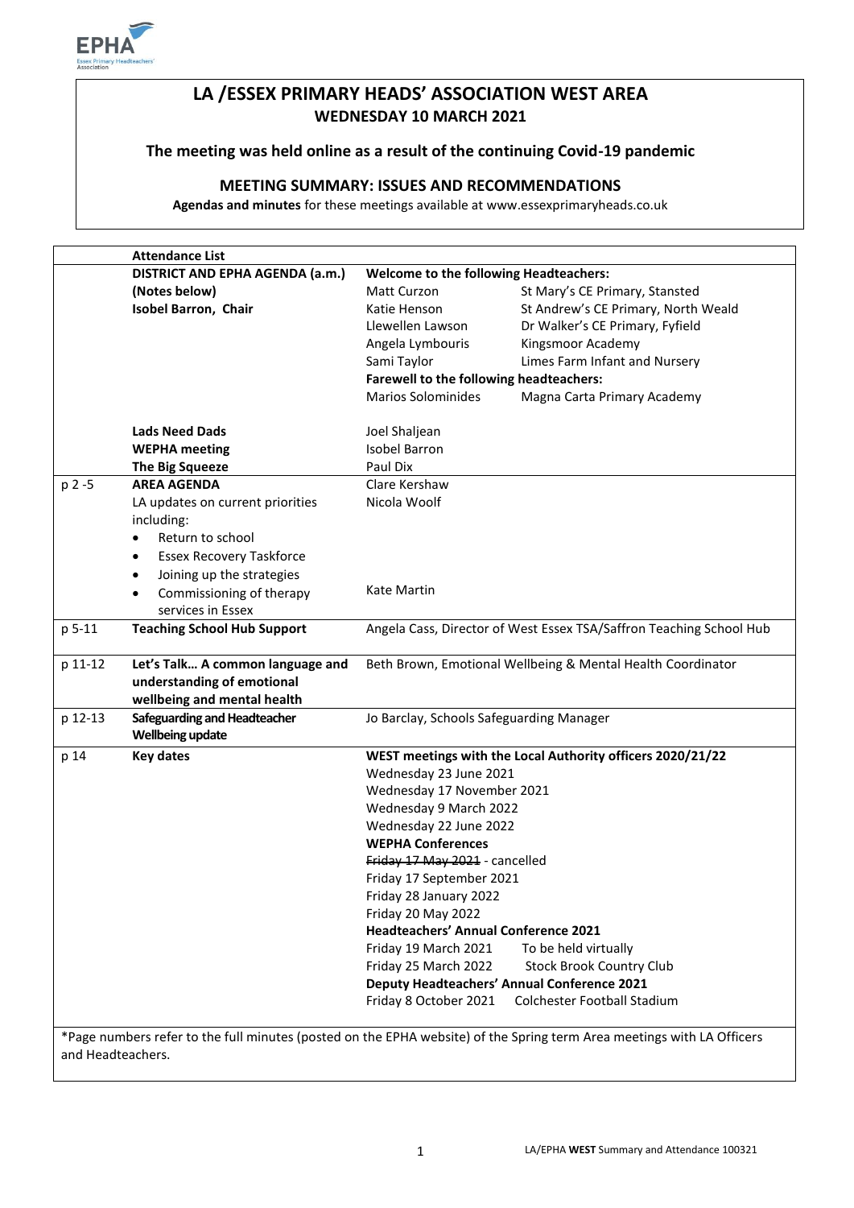# LA /ESSEX PRIMARY HEADS' ASSOCIATION WEST AREA

**WEDNESDAY 10 MARCH 2021**

**The meeting was held online as a result of the continuing Covid-19 pandemic**

## MEETING SUMMARY: ISSUES AND RECOMMENDATIONS

**Agendas and minutes** for these meetings available at www.essexprimaryheads.co.uk

| | | | |
|---|---|---|---|
| | **Attendance List** | | |
| | **DISTRICT AND EPHA AGENDA (a.m.)** | **Welcome to the following Headteachers:** | |
| | **(Notes below)** | Matt Curzon | St Mary's CE Primary, Stansted |
| | **Isobel Barron, Chair** | Katie Henson | St Andrew's CE Primary, North Weald |
| | | Llewellen Lawson | Dr Walker's CE Primary, Fyfield |
| | | Angela Lymbouris | Kingsmoor Academy |
| | | Sami Taylor | Limes Farm Infant and Nursery |
| | | **Farewell to the following headteachers:** | |
| | | Marios Solominides | Magna Carta Primary Academy |
| | **Lads Need Dads** | Joel Shaljean | |
| | **WEPHA meeting** | Isobel Barron | |
| | **The Big Squeeze** | Paul Dix | |
| p 2 -5 | **AREA AGENDA** | Clare Kershaw | |
| | LA updates on current priorities including:<br>• Return to school<br>• Essex Recovery Taskforce<br>• Joining up the strategies<br>• Commissioning of therapy services in Essex | Nicola Woolf<br><br><br><br>Kate Martin | |
| p 5-11 | **Teaching School Hub Support** | Angela Cass, Director of West Essex TSA/Saffron Teaching School Hub | |
| p 11-12 | **Let's Talk… A common language and understanding of emotional wellbeing and mental health** | Beth Brown, Emotional Wellbeing & Mental Health Coordinator | |
| p 12-13 | **Safeguarding and Headteacher Wellbeing update** | Jo Barclay, Schools Safeguarding Manager | |
| p 14 | **Key dates** | **WEST meetings with the Local Authority officers 2020/21/22**<br>Wednesday 23 June 2021<br>Wednesday 17 November 2021<br>Wednesday 9 March 2022<br>Wednesday 22 June 2022<br>**WEPHA Conferences**<br>~~Friday 17 May 2021~~ - cancelled<br>Friday 17 September 2021<br>Friday 28 January 2022<br>Friday 20 May 2022<br>**Headteachers' Annual Conference 2021**<br>Friday 19 March 2021 To be held virtually<br>Friday 25 March 2022 Stock Brook Country Club<br>**Deputy Headteachers' Annual Conference 2021**<br>Friday 8 October 2021 Colchester Football Stadium | |

*Page numbers refer to the full minutes (posted on the EPHA website) of the Spring term Area meetings with LA Officers and Headteachers.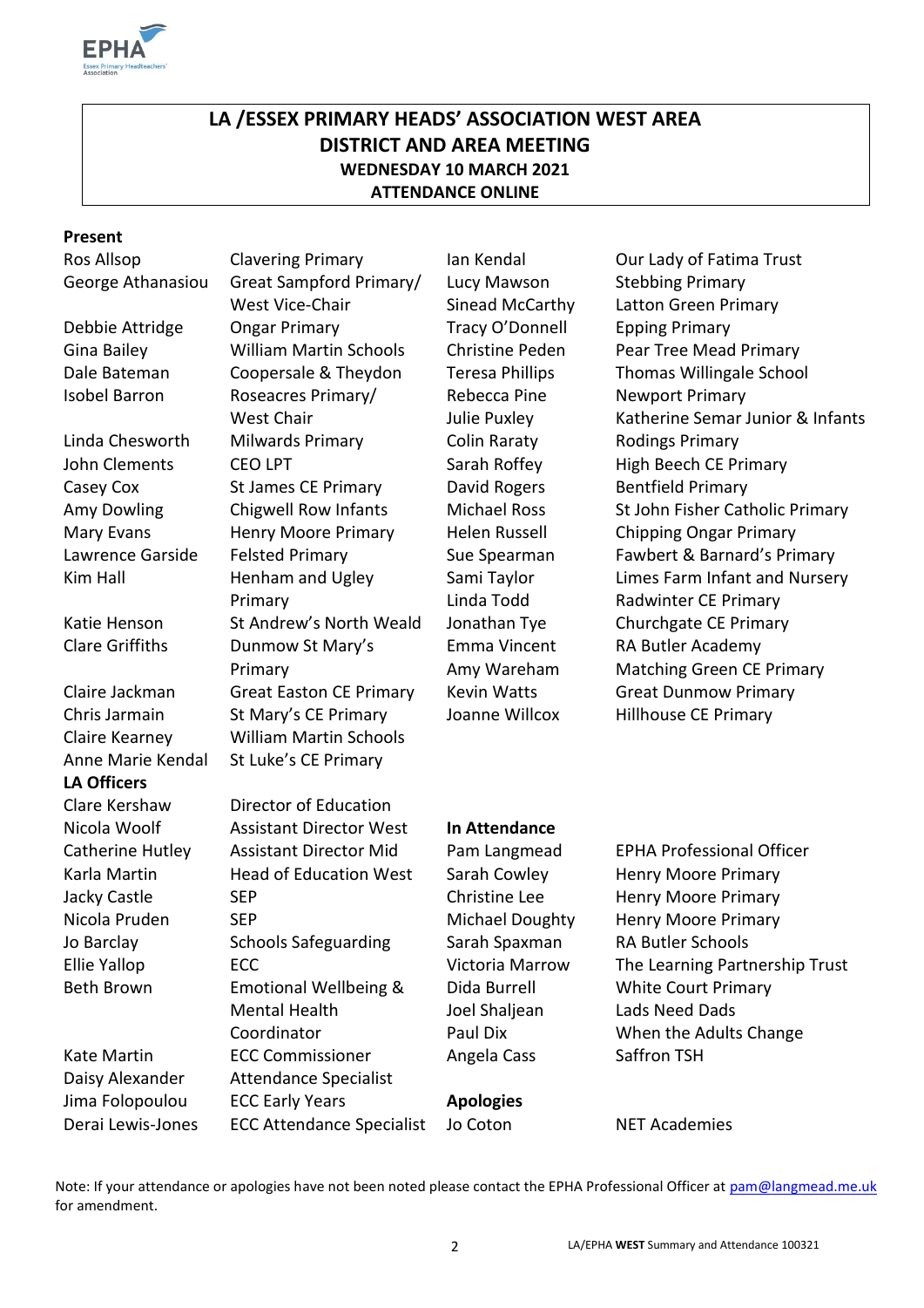# LA /ESSEX PRIMARY HEADS' ASSOCIATION WEST AREA
## DISTRICT AND AREA MEETING
### WEDNESDAY 10 MARCH 2021
### ATTENDANCE ONLINE

**Present**

| | |
|---|---|
| Ros Allsop | Clavering Primary |
| George Athanasiou | Great Sampford Primary/ West Vice-Chair |
| Debbie Attridge | Ongar Primary |
| Gina Bailey | William Martin Schools |
| Dale Bateman | Coopersale & Theydon |
| Isobel Barron | Roseacres Primary/ West Chair |
| Linda Chesworth | Milwards Primary |
| John Clements | CEO LPT |
| Casey Cox | St James CE Primary |
| Amy Dowling | Chigwell Row Infants |
| Mary Evans | Henry Moore Primary |
| Lawrence Garside | Felsted Primary |
| Kim Hall | Henham and Ugley Primary |
| Katie Henson | St Andrew's North Weald |
| Clare Griffiths | Dunmow St Mary's Primary |
| Claire Jackman | Great Easton CE Primary |
| Chris Jarmain | St Mary's CE Primary |
| Claire Kearney | William Martin Schools |
| Anne Marie Kendal | St Luke's CE Primary |
| Ian Kendal | Our Lady of Fatima Trust |
| Lucy Mawson | Stebbing Primary |
| Sinead McCarthy | Latton Green Primary |
| Tracy O'Donnell | Epping Primary |
| Christine Peden | Pear Tree Mead Primary |
| Teresa Phillips | Thomas Willingale School |
| Rebecca Pine | Newport Primary |
| Julie Puxley | Katherine Semar Junior & Infants |
| Colin Raraty | Rodings Primary |
| Sarah Roffey | High Beech CE Primary |
| David Rogers | Bentfield Primary |
| Michael Ross | St John Fisher Catholic Primary |
| Helen Russell | Chipping Ongar Primary |
| Sue Spearman | Fawbert & Barnard's Primary |
| Sami Taylor | Limes Farm Infant and Nursery |
| Linda Todd | Radwinter CE Primary |
| Jonathan Tye | Churchgate CE Primary |
| Emma Vincent | RA Butler Academy |
| Amy Wareham | Matching Green CE Primary |
| Kevin Watts | Great Dunmow Primary |
| Joanne Willcox | Hillhouse CE Primary |

**LA Officers**

| | |
|---|---|
| Clare Kershaw | Director of Education |
| Nicola Woolf | Assistant Director West |
| Catherine Hutley | Assistant Director Mid |
| Karla Martin | Head of Education West |
| Jacky Castle | SEP |
| Nicola Pruden | SEP |
| Jo Barclay | Schools Safeguarding |
| Ellie Yallop | ECC |
| Beth Brown | Emotional Wellbeing & Mental Health Coordinator |
| Kate Martin | ECC Commissioner |
| Daisy Alexander | Attendance Specialist |
| Jima Folopoulou | ECC Early Years |
| Derai Lewis-Jones | ECC Attendance Specialist |

**In Attendance**

| | |
|---|---|
| Pam Langmead | EPHA Professional Officer |
| Sarah Cowley | Henry Moore Primary |
| Christine Lee | Henry Moore Primary |
| Michael Doughty | Henry Moore Primary |
| Sarah Spaxman | RA Butler Schools |
| Victoria Marrow | The Learning Partnership Trust |
| Dida Burrell | White Court Primary |
| Joel Shaljean | Lads Need Dads |
| Paul Dix | When the Adults Change |
| Angela Cass | Saffron TSH |

**Apologies**

| | |
|---|---|
| Jo Coton | NET Academies |

Note: If your attendance or apologies have not been noted please contact the EPHA Professional Officer at pam@langmead.me.uk for amendment.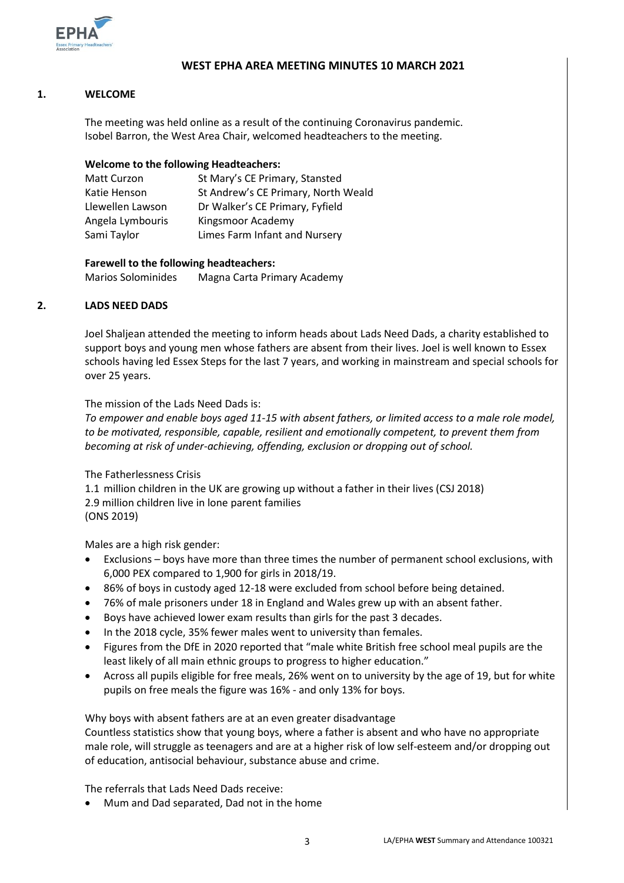## WEST EPHA AREA MEETING MINUTES 10 MARCH 2021

### 1. WELCOME

The meeting was held online as a result of the continuing Coronavirus pandemic. Isobel Barron, the West Area Chair, welcomed headteachers to the meeting.

**Welcome to the following Headteachers:**

| | |
|---|---|
| Matt Curzon | St Mary's CE Primary, Stansted |
| Katie Henson | St Andrew's CE Primary, North Weald |
| Llewellen Lawson | Dr Walker's CE Primary, Fyfield |
| Angela Lymbouris | Kingsmoor Academy |
| Sami Taylor | Limes Farm Infant and Nursery |

**Farewell to the following headteachers:**

| | |
|---|---|
| Marios Solominides | Magna Carta Primary Academy |

### 2. LADS NEED DADS

Joel Shaljean attended the meeting to inform heads about Lads Need Dads, a charity established to support boys and young men whose fathers are absent from their lives. Joel is well known to Essex schools having led Essex Steps for the last 7 years, and working in mainstream and special schools for over 25 years.

The mission of the Lads Need Dads is:

*To empower and enable boys aged 11-15 with absent fathers, or limited access to a male role model, to be motivated, responsible, capable, resilient and emotionally competent, to prevent them from becoming at risk of under-achieving, offending, exclusion or dropping out of school.*

The Fatherlessness Crisis

1.1 million children in the UK are growing up without a father in their lives (CSJ 2018)
2.9 million children live in lone parent families
(ONS 2019)

Males are a high risk gender:

- Exclusions – boys have more than three times the number of permanent school exclusions, with 6,000 PEX compared to 1,900 for girls in 2018/19.
- 86% of boys in custody aged 12-18 were excluded from school before being detained.
- 76% of male prisoners under 18 in England and Wales grew up with an absent father.
- Boys have achieved lower exam results than girls for the past 3 decades.
- In the 2018 cycle, 35% fewer males went to university than females.
- Figures from the DfE in 2020 reported that "male white British free school meal pupils are the least likely of all main ethnic groups to progress to higher education."
- Across all pupils eligible for free meals, 26% went on to university by the age of 19, but for white pupils on free meals the figure was 16% - and only 13% for boys.

Why boys with absent fathers are at an even greater disadvantage

Countless statistics show that young boys, where a father is absent and who have no appropriate male role, will struggle as teenagers and are at a higher risk of low self-esteem and/or dropping out of education, antisocial behaviour, substance abuse and crime.

The referrals that Lads Need Dads receive:

- Mum and Dad separated, Dad not in the home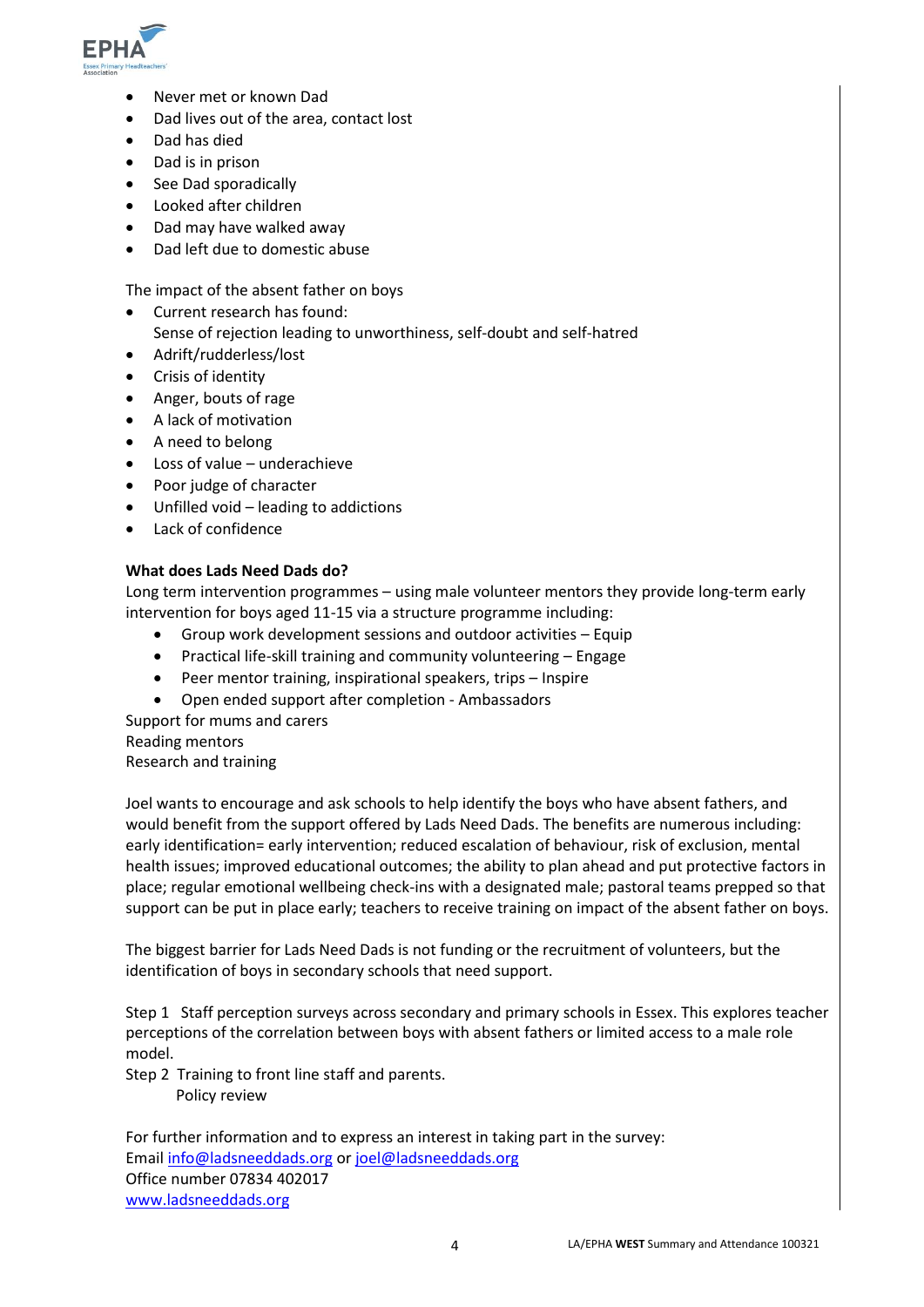- Never met or known Dad
- Dad lives out of the area, contact lost
- Dad has died
- Dad is in prison
- See Dad sporadically
- Looked after children
- Dad may have walked away
- Dad left due to domestic abuse

The impact of the absent father on boys

- Current research has found:
  Sense of rejection leading to unworthiness, self-doubt and self-hatred
- Adrift/rudderless/lost
- Crisis of identity
- Anger, bouts of rage
- A lack of motivation
- A need to belong
- Loss of value – underachieve
- Poor judge of character
- Unfilled void – leading to addictions
- Lack of confidence

**What does Lads Need Dads do?**

Long term intervention programmes – using male volunteer mentors they provide long-term early intervention for boys aged 11-15 via a structure programme including:

- Group work development sessions and outdoor activities – Equip
- Practical life-skill training and community volunteering – Engage
- Peer mentor training, inspirational speakers, trips – Inspire
- Open ended support after completion - Ambassadors

Support for mums and carers
Reading mentors
Research and training

Joel wants to encourage and ask schools to help identify the boys who have absent fathers, and would benefit from the support offered by Lads Need Dads. The benefits are numerous including: early identification= early intervention; reduced escalation of behaviour, risk of exclusion, mental health issues; improved educational outcomes; the ability to plan ahead and put protective factors in place; regular emotional wellbeing check-ins with a designated male; pastoral teams prepped so that support can be put in place early; teachers to receive training on impact of the absent father on boys.

The biggest barrier for Lads Need Dads is not funding or the recruitment of volunteers, but the identification of boys in secondary schools that need support.

Step 1 Staff perception surveys across secondary and primary schools in Essex. This explores teacher perceptions of the correlation between boys with absent fathers or limited access to a male role model.
Step 2 Training to front line staff and parents.
Policy review

For further information and to express an interest in taking part in the survey:
Email info@ladsneeddads.org or joel@ladsneeddads.org
Office number 07834 402017
www.ladsneeddads.org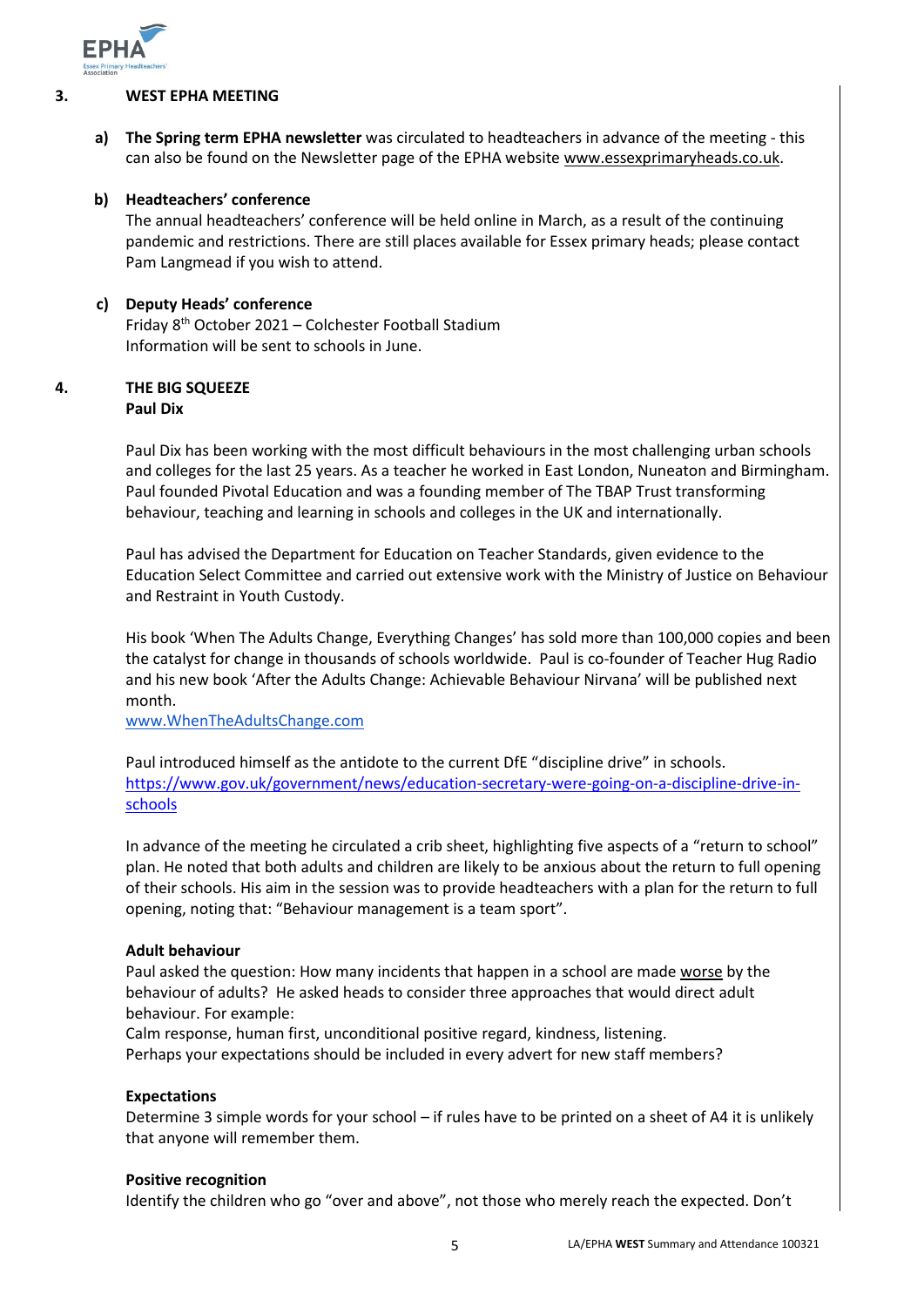## 3. WEST EPHA MEETING

**a) The Spring term EPHA newsletter** was circulated to headteachers in advance of the meeting - this can also be found on the Newsletter page of the EPHA website www.essexprimaryheads.co.uk.

**b) Headteachers' conference**

The annual headteachers' conference will be held online in March, as a result of the continuing pandemic and restrictions. There are still places available for Essex primary heads; please contact Pam Langmead if you wish to attend.

**c) Deputy Heads' conference**

Friday 8th October 2021 – Colchester Football Stadium
Information will be sent to schools in June.

## 4. THE BIG SQUEEZE

**Paul Dix**

Paul Dix has been working with the most difficult behaviours in the most challenging urban schools and colleges for the last 25 years. As a teacher he worked in East London, Nuneaton and Birmingham. Paul founded Pivotal Education and was a founding member of The TBAP Trust transforming behaviour, teaching and learning in schools and colleges in the UK and internationally.

Paul has advised the Department for Education on Teacher Standards, given evidence to the Education Select Committee and carried out extensive work with the Ministry of Justice on Behaviour and Restraint in Youth Custody.

His book 'When The Adults Change, Everything Changes' has sold more than 100,000 copies and been the catalyst for change in thousands of schools worldwide. Paul is co-founder of Teacher Hug Radio and his new book 'After the Adults Change: Achievable Behaviour Nirvana' will be published next month.
www.WhenTheAdultsChange.com

Paul introduced himself as the antidote to the current DfE "discipline drive" in schools.
https://www.gov.uk/government/news/education-secretary-were-going-on-a-discipline-drive-in-schools

In advance of the meeting he circulated a crib sheet, highlighting five aspects of a "return to school" plan. He noted that both adults and children are likely to be anxious about the return to full opening of their schools. His aim in the session was to provide headteachers with a plan for the return to full opening, noting that: "Behaviour management is a team sport".

**Adult behaviour**

Paul asked the question: How many incidents that happen in a school are made worse by the behaviour of adults? He asked heads to consider three approaches that would direct adult behaviour. For example:
Calm response, human first, unconditional positive regard, kindness, listening.
Perhaps your expectations should be included in every advert for new staff members?

**Expectations**

Determine 3 simple words for your school – if rules have to be printed on a sheet of A4 it is unlikely that anyone will remember them.

**Positive recognition**

Identify the children who go "over and above", not those who merely reach the expected. Don't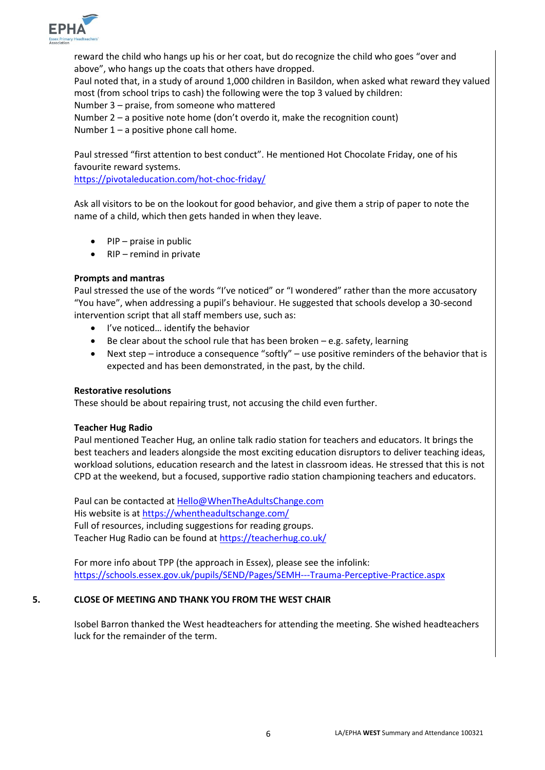reward the child who hangs up his or her coat, but do recognize the child who goes "over and above", who hangs up the coats that others have dropped.
Paul noted that, in a study of around 1,000 children in Basildon, when asked what reward they valued most (from school trips to cash) the following were the top 3 valued by children:
Number 3 – praise, from someone who mattered
Number 2 – a positive note home (don't overdo it, make the recognition count)
Number 1 – a positive phone call home.

Paul stressed "first attention to best conduct". He mentioned Hot Chocolate Friday, one of his favourite reward systems.
https://pivotaleducation.com/hot-choc-friday/

Ask all visitors to be on the lookout for good behavior, and give them a strip of paper to note the name of a child, which then gets handed in when they leave.

- PIP – praise in public
- RIP – remind in private

**Prompts and mantras**
Paul stressed the use of the words "I've noticed" or "I wondered" rather than the more accusatory "You have", when addressing a pupil's behaviour. He suggested that schools develop a 30-second intervention script that all staff members use, such as:

- I've noticed… identify the behavior
- Be clear about the school rule that has been broken – e.g. safety, learning
- Next step – introduce a consequence "softly" – use positive reminders of the behavior that is expected and has been demonstrated, in the past, by the child.

**Restorative resolutions**
These should be about repairing trust, not accusing the child even further.

**Teacher Hug Radio**
Paul mentioned Teacher Hug, an online talk radio station for teachers and educators. It brings the best teachers and leaders alongside the most exciting education disruptors to deliver teaching ideas, workload solutions, education research and the latest in classroom ideas. He stressed that this is not CPD at the weekend, but a focused, supportive radio station championing teachers and educators.

Paul can be contacted at Hello@WhenTheAdultsChange.com
His website is at https://whentheadultschange.com/
Full of resources, including suggestions for reading groups.
Teacher Hug Radio can be found at https://teacherhug.co.uk/

For more info about TPP (the approach in Essex), please see the infolink:
https://schools.essex.gov.uk/pupils/SEND/Pages/SEMH---Trauma-Perceptive-Practice.aspx

## 5. CLOSE OF MEETING AND THANK YOU FROM THE WEST CHAIR

Isobel Barron thanked the West headteachers for attending the meeting. She wished headteachers luck for the remainder of the term.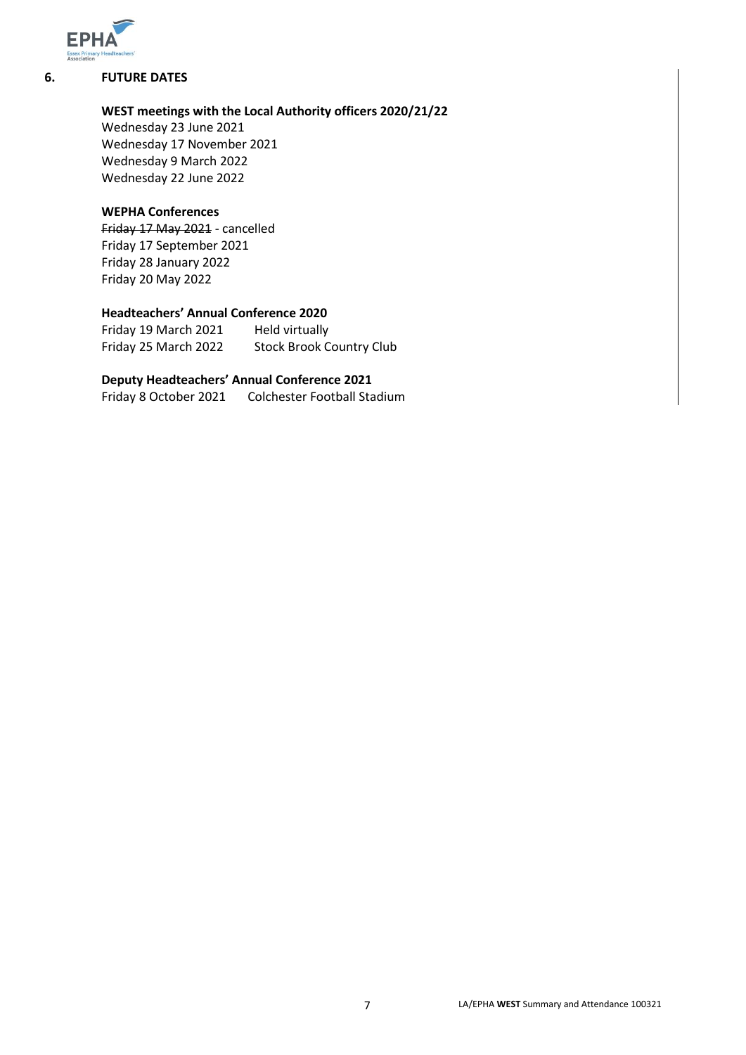## 6. FUTURE DATES

**WEST meetings with the Local Authority officers 2020/21/22**

Wednesday 23 June 2021
Wednesday 17 November 2021
Wednesday 9 March 2022
Wednesday 22 June 2022

**WEPHA Conferences**

~~Friday 17 May 2021~~ - cancelled
Friday 17 September 2021
Friday 28 January 2022
Friday 20 May 2022

**Headteachers' Annual Conference 2020**

| | |
|---|---|
| Friday 19 March 2021 | Held virtually |
| Friday 25 March 2022 | Stock Brook Country Club |

**Deputy Headteachers' Annual Conference 2021**

Friday 8 October 2021 Colchester Football Stadium